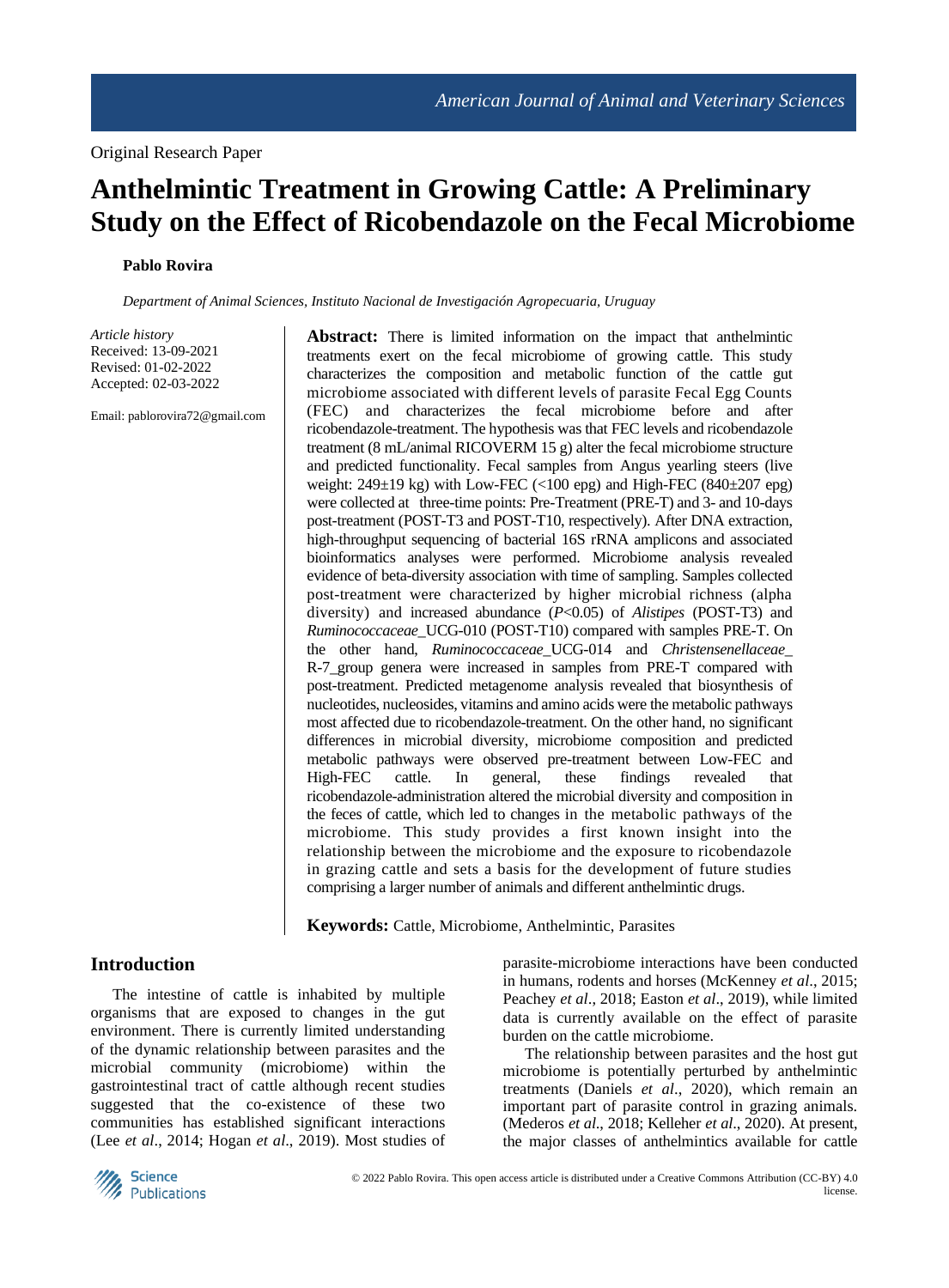Original Research Paper

# Anthelmintic Treatment in Growing Cattle: A Preliminary Study on the Effect of Ricobendazole on the Fecal Microbiome

**Pablo Rovira**

*Department of Animal Sciences, Instituto Nacional de Investigación Agropecuaria, Uruguay*

*Article history*
Received: 13-09-2021
Revised: 01-02-2022
Accepted: 02-03-2022

Email: pablorovira72@gmail.com

**Abstract:** There is limited information on the impact that anthelmintic treatments exert on the fecal microbiome of growing cattle. This study characterizes the composition and metabolic function of the cattle gut microbiome associated with different levels of parasite Fecal Egg Counts (FEC) and characterizes the fecal microbiome before and after ricobendazole-treatment. The hypothesis was that FEC levels and ricobendazole treatment (8 mL/animal RICOVERM 15 g) alter the fecal microbiome structure and predicted functionality. Fecal samples from Angus yearling steers (live weight: 249±19 kg) with Low-FEC (<100 epg) and High-FEC (840±207 epg) were collected at three-time points: Pre-Treatment (PRE-T) and 3- and 10-days post-treatment (POST-T3 and POST-T10, respectively). After DNA extraction, high-throughput sequencing of bacterial 16S rRNA amplicons and associated bioinformatics analyses were performed. Microbiome analysis revealed evidence of beta-diversity association with time of sampling. Samples collected post-treatment were characterized by higher microbial richness (alpha diversity) and increased abundance ($P<0.05$) of *Alistipes* (POST-T3) and *Ruminococcaceae*_UCG-010 (POST-T10) compared with samples PRE-T. On the other hand, *Ruminococcaceae*_UCG-014 and *Christensenellaceae*_R-7_group genera were increased in samples from PRE-T compared with post-treatment. Predicted metagenome analysis revealed that biosynthesis of nucleotides, nucleosides, vitamins and amino acids were the metabolic pathways most affected due to ricobendazole-treatment. On the other hand, no significant differences in microbial diversity, microbiome composition and predicted metabolic pathways were observed pre-treatment between Low-FEC and High-FEC cattle. In general, these findings revealed that ricobendazole-administration altered the microbial diversity and composition in the feces of cattle, which led to changes in the metabolic pathways of the microbiome. This study provides a first known insight into the relationship between the microbiome and the exposure to ricobendazole in grazing cattle and sets a basis for the development of future studies comprising a larger number of animals and different anthelmintic drugs.

**Keywords:** Cattle, Microbiome, Anthelmintic, Parasites

## Introduction

The intestine of cattle is inhabited by multiple organisms that are exposed to changes in the gut environment. There is currently limited understanding of the dynamic relationship between parasites and the microbial community (microbiome) within the gastrointestinal tract of cattle although recent studies suggested that the co-existence of these two communities has established significant interactions (Lee *et al*., 2014; Hogan *et al*., 2019). Most studies of parasite-microbiome interactions have been conducted in humans, rodents and horses (McKenney *et al*., 2015; Peachey *et al*., 2018; Easton *et al*., 2019), while limited data is currently available on the effect of parasite burden on the cattle microbiome.

The relationship between parasites and the host gut microbiome is potentially perturbed by anthelmintic treatments (Daniels *et al*., 2020), which remain an important part of parasite control in grazing animals. (Mederos *et al*., 2018; Kelleher *et al*., 2020). At present, the major classes of anthelmintics available for cattle

© 2022 Pablo Rovira. This open access article is distributed under a Creative Commons Attribution (CC-BY) 4.0 license.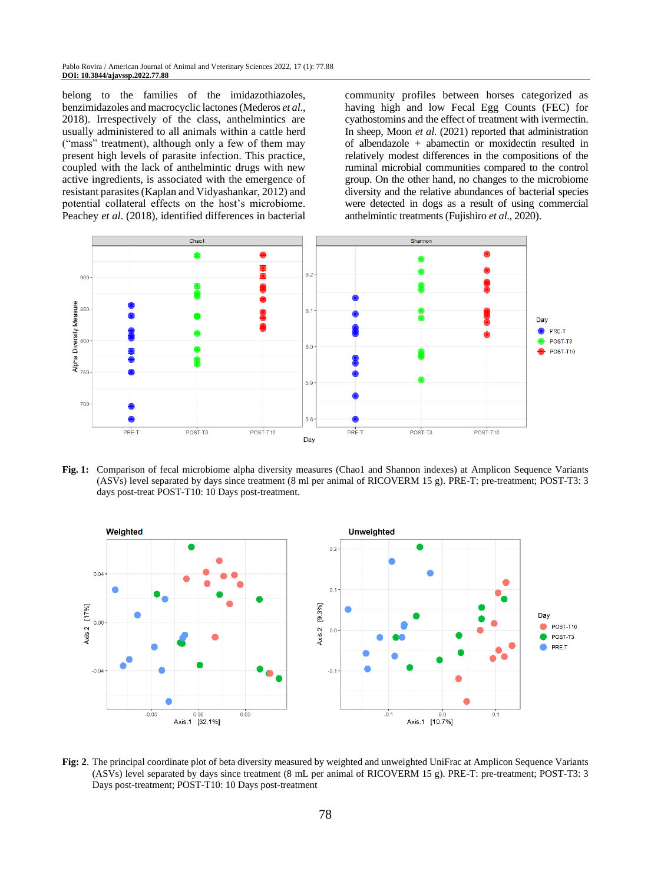belong to the families of the imidazothiazoles, benzimidazoles and macrocyclic lactones (Mederos *et al*., 2018). Irrespectively of the class, anthelmintics are usually administered to all animals within a cattle herd ("mass" treatment), although only a few of them may present high levels of parasite infection. This practice, coupled with the lack of anthelmintic drugs with new active ingredients, is associated with the emergence of resistant parasites (Kaplan and Vidyashankar, 2012) and potential collateral effects on the host's microbiome. Peachey *et al*. (2018), identified differences in bacterial community profiles between horses categorized as having high and low Fecal Egg Counts (FEC) for cyathostomins and the effect of treatment with ivermectin. In sheep, Moon *et al.* (2021) reported that administration of albendazole + abamectin or moxidectin resulted in relatively modest differences in the compositions of the ruminal microbial communities compared to the control group. On the other hand, no changes to the microbiome diversity and the relative abundances of bacterial species were detected in dogs as a result of using commercial anthelmintic treatments (Fujishiro *et al*., 2020).

**Fig. 1:** Comparison of fecal microbiome alpha diversity measures (Chao1 and Shannon indexes) at Amplicon Sequence Variants (ASVs) level separated by days since treatment (8 ml per animal of RICOVERM 15 g). PRE-T: pre-treatment; POST-T3: 3 days post-treat POST-T10: 10 Days post-treatment.

**Fig: 2**. The principal coordinate plot of beta diversity measured by weighted and unweighted UniFrac at Amplicon Sequence Variants (ASVs) level separated by days since treatment (8 mL per animal of RICOVERM 15 g). PRE-T: pre-treatment; POST-T3: 3 Days post-treatment; POST-T10: 10 Days post-treatment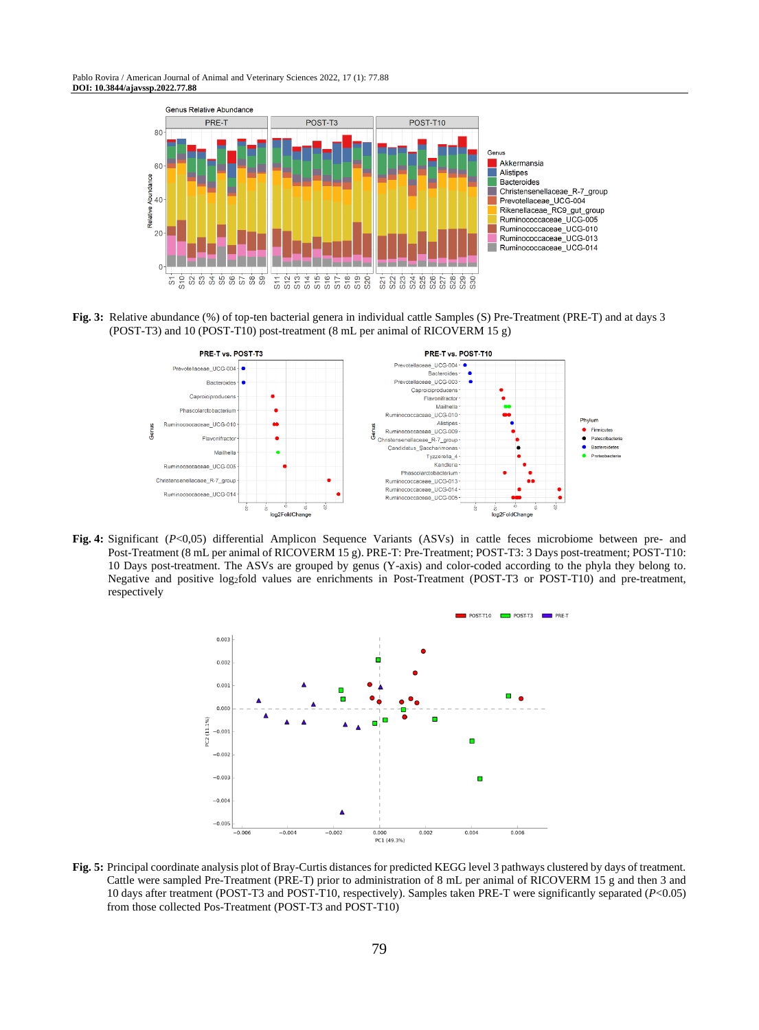**Fig. 3:** Relative abundance (%) of top-ten bacterial genera in individual cattle Samples (S) Pre-Treatment (PRE-T) and at days 3 (POST-T3) and 10 (POST-T10) post-treatment (8 mL per animal of RICOVERM 15 g)

**Fig. 4:** Significant ($P$<0,05) differential Amplicon Sequence Variants (ASVs) in cattle feces microbiome between pre- and Post-Treatment (8 mL per animal of RICOVERM 15 g). PRE-T: Pre-Treatment; POST-T3: 3 Days post-treatment; POST-T10: 10 Days post-treatment. The ASVs are grouped by genus (Y-axis) and color-coded according to the phyla they belong to. Negative and positive $\log_2$fold values are enrichments in Post-Treatment (POST-T3 or POST-T10) and pre-treatment, respectively

**Fig. 5:** Principal coordinate analysis plot of Bray-Curtis distances for predicted KEGG level 3 pathways clustered by days of treatment. Cattle were sampled Pre-Treatment (PRE-T) prior to administration of 8 mL per animal of RICOVERM 15 g and then 3 and 10 days after treatment (POST-T3 and POST-T10, respectively). Samples taken PRE-T were significantly separated ($P$<0.05) from those collected Pos-Treatment (POST-T3 and POST-T10)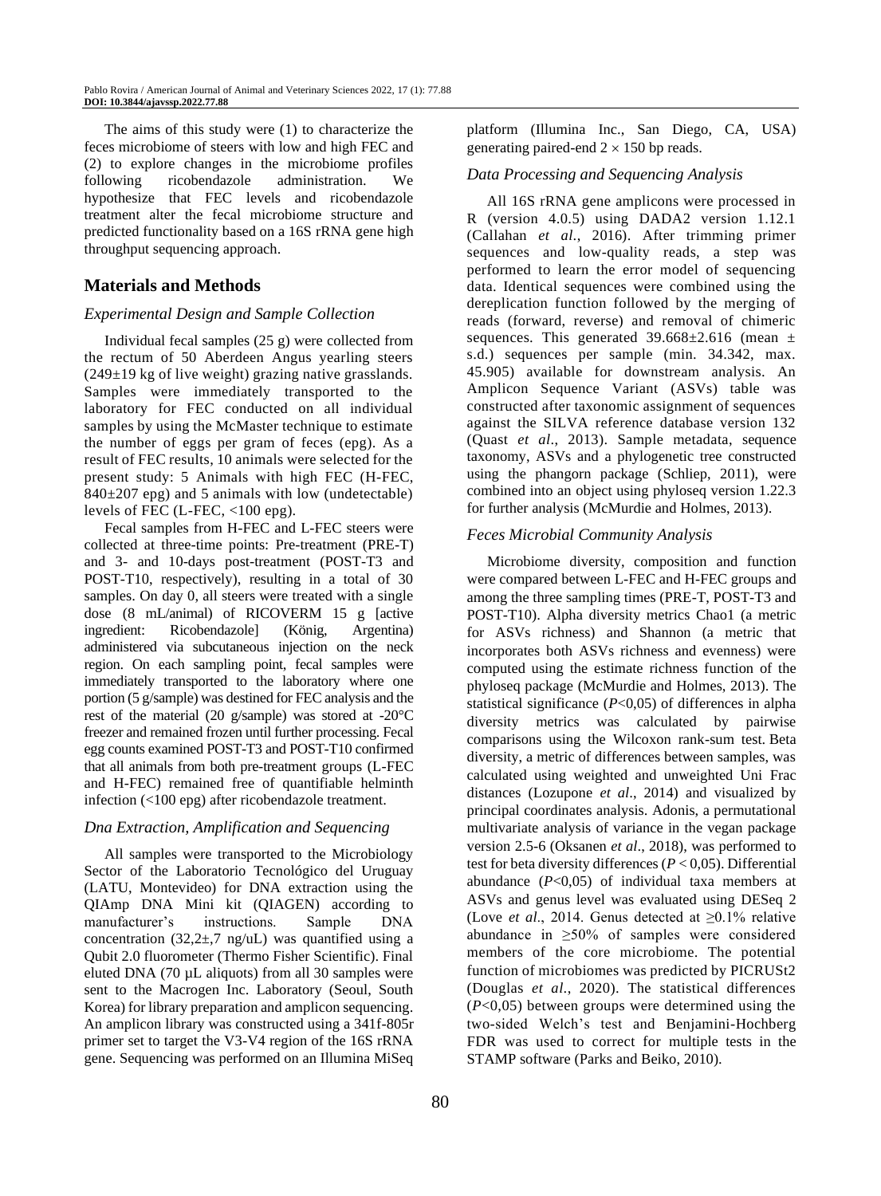The aims of this study were (1) to characterize the feces microbiome of steers with low and high FEC and (2) to explore changes in the microbiome profiles following ricobendazole administration. We hypothesize that FEC levels and ricobendazole treatment alter the fecal microbiome structure and predicted functionality based on a 16S rRNA gene high throughput sequencing approach.

## Materials and Methods

### *Experimental Design and Sample Collection*

Individual fecal samples (25 g) were collected from the rectum of 50 Aberdeen Angus yearling steers (249±19 kg of live weight) grazing native grasslands. Samples were immediately transported to the laboratory for FEC conducted on all individual samples by using the McMaster technique to estimate the number of eggs per gram of feces (epg). As a result of FEC results, 10 animals were selected for the present study: 5 Animals with high FEC (H-FEC, 840±207 epg) and 5 animals with low (undetectable) levels of FEC (L-FEC, <100 epg).

Fecal samples from H-FEC and L-FEC steers were collected at three-time points: Pre-treatment (PRE-T) and 3- and 10-days post-treatment (POST-T3 and POST-T10, respectively), resulting in a total of 30 samples. On day 0, all steers were treated with a single dose (8 mL/animal) of RICOVERM 15 g [active ingredient: Ricobendazole] (König, Argentina) administered via subcutaneous injection on the neck region. On each sampling point, fecal samples were immediately transported to the laboratory where one portion (5 g/sample) was destined for FEC analysis and the rest of the material (20 g/sample) was stored at -20°C freezer and remained frozen until further processing. Fecal egg counts examined POST-T3 and POST-T10 confirmed that all animals from both pre-treatment groups (L-FEC and H-FEC) remained free of quantifiable helminth infection (<100 epg) after ricobendazole treatment.

### *Dna Extraction, Amplification and Sequencing*

All samples were transported to the Microbiology Sector of the Laboratorio Tecnológico del Uruguay (LATU, Montevideo) for DNA extraction using the QIAmp DNA Mini kit (QIAGEN) according to manufacturer's instructions. Sample DNA concentration (32,2±,7 ng/uL) was quantified using a Qubit 2.0 fluorometer (Thermo Fisher Scientific). Final eluted DNA (70 µL aliquots) from all 30 samples were sent to the Macrogen Inc. Laboratory (Seoul, South Korea) for library preparation and amplicon sequencing. An amplicon library was constructed using a 341f-805r primer set to target the V3-V4 region of the 16S rRNA gene. Sequencing was performed on an Illumina MiSeq platform (Illumina Inc., San Diego, CA, USA) generating paired-end $2 \times 150$ bp reads.

### *Data Processing and Sequencing Analysis*

All 16S rRNA gene amplicons were processed in R (version 4.0.5) using DADA2 version 1.12.1 (Callahan *et al.*, 2016). After trimming primer sequences and low-quality reads, a step was performed to learn the error model of sequencing data. Identical sequences were combined using the dereplication function followed by the merging of reads (forward, reverse) and removal of chimeric sequences. This generated 39.668±2.616 (mean ± s.d.) sequences per sample (min. 34.342, max. 45.905) available for downstream analysis. An Amplicon Sequence Variant (ASVs) table was constructed after taxonomic assignment of sequences against the SILVA reference database version 132 (Quast *et al*., 2013). Sample metadata, sequence taxonomy, ASVs and a phylogenetic tree constructed using the phangorn package (Schliep, 2011), were combined into an object using phyloseq version 1.22.3 for further analysis (McMurdie and Holmes, 2013).

### *Feces Microbial Community Analysis*

Microbiome diversity, composition and function were compared between L-FEC and H-FEC groups and among the three sampling times (PRE-T, POST-T3 and POST-T10). Alpha diversity metrics Chao1 (a metric for ASVs richness) and Shannon (a metric that incorporates both ASVs richness and evenness) were computed using the estimate richness function of the phyloseq package (McMurdie and Holmes, 2013). The statistical significance ($P$<0,05) of differences in alpha diversity metrics was calculated by pairwise comparisons using the Wilcoxon rank-sum test. Beta diversity, a metric of differences between samples, was calculated using weighted and unweighted Uni Frac distances (Lozupone *et al*., 2014) and visualized by principal coordinates analysis. Adonis, a permutational multivariate analysis of variance in the vegan package version 2.5-6 (Oksanen *et al*., 2018), was performed to test for beta diversity differences ($P$ < 0,05). Differential abundance ($P$<0,05) of individual taxa members at ASVs and genus level was evaluated using DESeq 2 (Love *et al*., 2014. Genus detected at ≥0.1% relative abundance in ≥50% of samples were considered members of the core microbiome. The potential function of microbiomes was predicted by PICRUSt2 (Douglas *et al*., 2020). The statistical differences ($P$<0,05) between groups were determined using the two-sided Welch's test and Benjamini-Hochberg FDR was used to correct for multiple tests in the STAMP software (Parks and Beiko, 2010).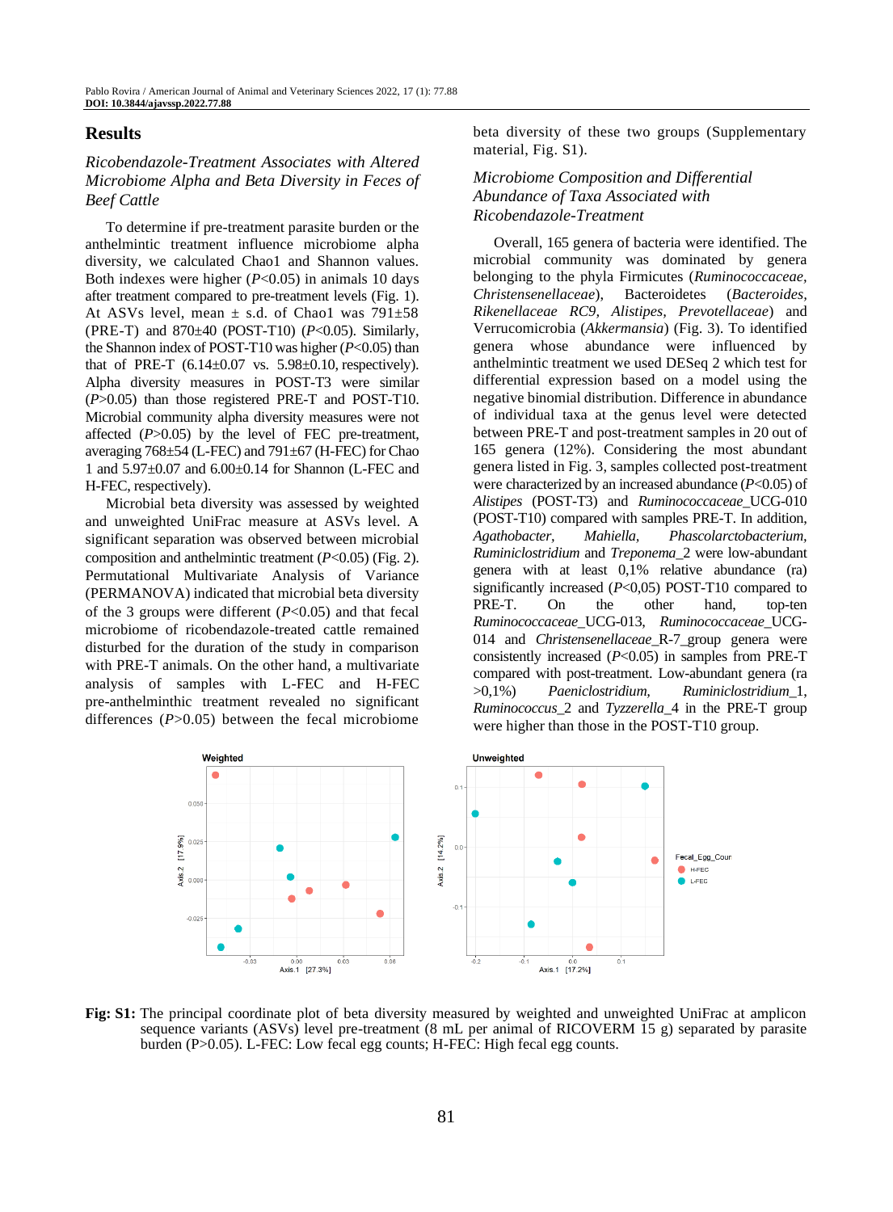## Results

### *Ricobendazole-Treatment Associates with Altered Microbiome Alpha and Beta Diversity in Feces of Beef Cattle*

To determine if pre-treatment parasite burden or the anthelmintic treatment influence microbiome alpha diversity, we calculated Chao1 and Shannon values. Both indexes were higher ($P<0.05$) in animals 10 days after treatment compared to pre-treatment levels (Fig. 1). At ASVs level, mean ± s.d. of Chao1 was 791±58 (PRE-T) and 870±40 (POST-T10) ($P<0.05$). Similarly, the Shannon index of POST-T10 was higher ($P<0.05$) than that of PRE-T (6.14±0.07 vs. 5.98±0.10, respectively). Alpha diversity measures in POST-T3 were similar ($P>0.05$) than those registered PRE-T and POST-T10. Microbial community alpha diversity measures were not affected ($P>0.05$) by the level of FEC pre-treatment, averaging 768±54 (L-FEC) and 791±67 (H-FEC) for Chao 1 and 5.97±0.07 and 6.00±0.14 for Shannon (L-FEC and H-FEC, respectively).

Microbial beta diversity was assessed by weighted and unweighted UniFrac measure at ASVs level. A significant separation was observed between microbial composition and anthelmintic treatment ($P<0.05$) (Fig. 2). Permutational Multivariate Analysis of Variance (PERMANOVA) indicated that microbial beta diversity of the 3 groups were different ($P<0.05$) and that fecal microbiome of ricobendazole-treated cattle remained disturbed for the duration of the study in comparison with PRE-T animals. On the other hand, a multivariate analysis of samples with L-FEC and H-FEC pre-anthelminthic treatment revealed no significant differences ($P>0.05$) between the fecal microbiome beta diversity of these two groups (Supplementary material, Fig. S1).

### *Microbiome Composition and Differential Abundance of Taxa Associated with Ricobendazole-Treatment*

Overall, 165 genera of bacteria were identified. The microbial community was dominated by genera belonging to the phyla Firmicutes (*Ruminococcaceae*, *Christensenellaceae*), Bacteroidetes (*Bacteroides*, *Rikenellaceae RC9*, *Alistipes*, *Prevotellaceae*) and Verrucomicrobia (*Akkermansia*) (Fig. 3). To identified genera whose abundance were influenced by anthelmintic treatment we used DESeq 2 which test for differential expression based on a model using the negative binomial distribution. Difference in abundance of individual taxa at the genus level were detected between PRE-T and post-treatment samples in 20 out of 165 genera (12%). Considering the most abundant genera listed in Fig. 3, samples collected post-treatment were characterized by an increased abundance ($P<0.05$) of *Alistipes* (POST-T3) and *Ruminococcaceae*_UCG-010 (POST-T10) compared with samples PRE-T. In addition, *Agathobacter*, *Mahiella*, *Phascolarctobacterium*, *Ruminiclostridium* and *Treponema*_2 were low-abundant genera with at least 0,1% relative abundance (ra) significantly increased ($P<0,05$) POST-T10 compared to PRE-T. On the other hand, top-ten *Ruminococcaceae*_UCG-013, *Ruminococcaceae*_UCG-014 and *Christensenellaceae*_R-7_group genera were consistently increased ($P<0.05$) in samples from PRE-T compared with post-treatment. Low-abundant genera (ra >0,1%) *Paeniclostridium*, *Ruminiclostridium*_1, *Ruminococcus*_2 and *Tyzzerella*_4 in the PRE-T group were higher than those in the POST-T10 group.

**Fig: S1:** The principal coordinate plot of beta diversity measured by weighted and unweighted UniFrac at amplicon sequence variants (ASVs) level pre-treatment (8 mL per animal of RICOVERM 15 g) separated by parasite burden (P>0.05). L-FEC: Low fecal egg counts; H-FEC: High fecal egg counts.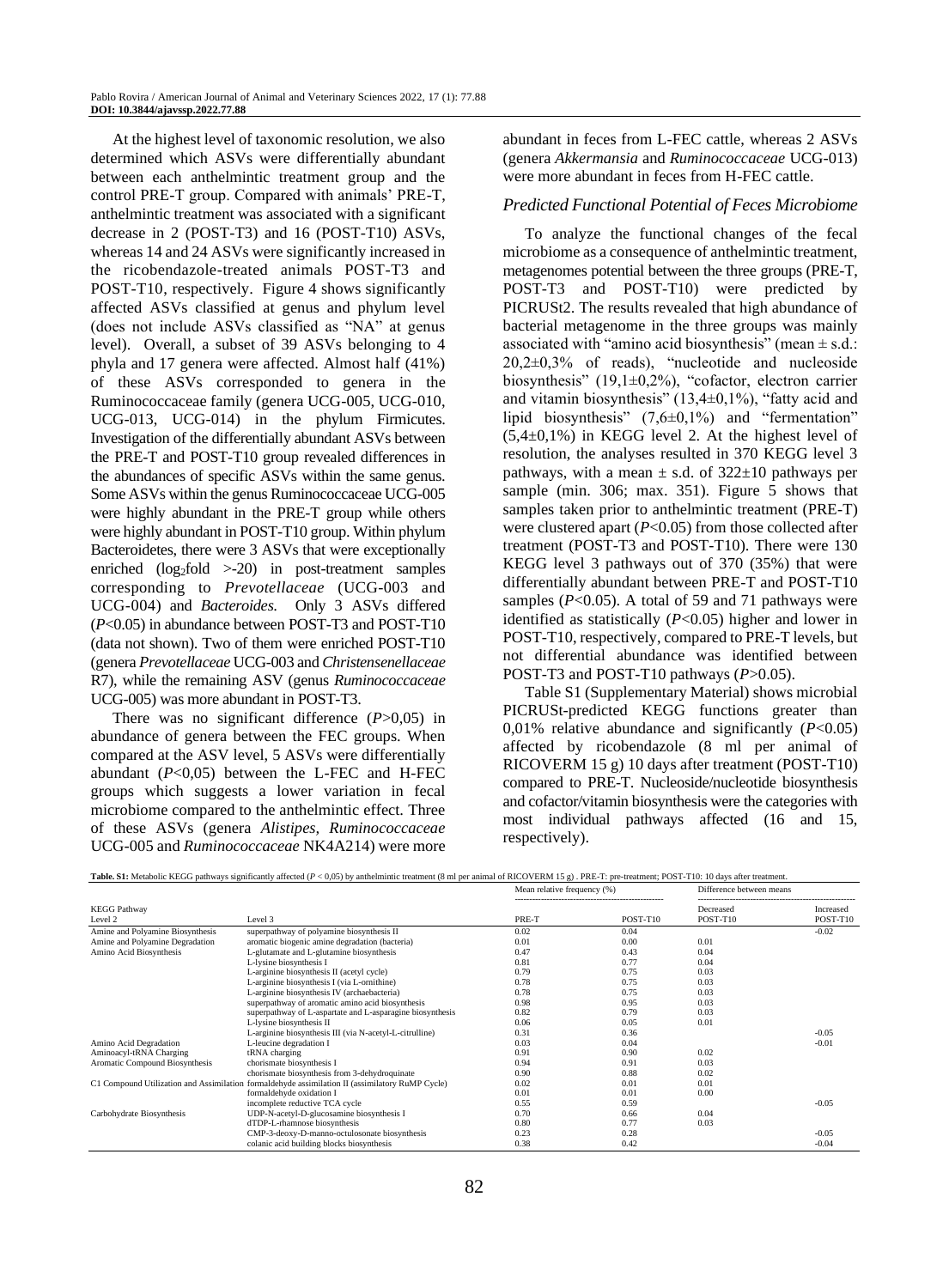At the highest level of taxonomic resolution, we also determined which ASVs were differentially abundant between each anthelmintic treatment group and the control PRE-T group. Compared with animals' PRE-T, anthelmintic treatment was associated with a significant decrease in 2 (POST-T3) and 16 (POST-T10) ASVs, whereas 14 and 24 ASVs were significantly increased in the ricobendazole-treated animals POST-T3 and POST-T10, respectively. Figure 4 shows significantly affected ASVs classified at genus and phylum level (does not include ASVs classified as "NA" at genus level). Overall, a subset of 39 ASVs belonging to 4 phyla and 17 genera were affected. Almost half (41%) of these ASVs corresponded to genera in the Ruminococcaceae family (genera UCG-005, UCG-010, UCG-013, UCG-014) in the phylum Firmicutes. Investigation of the differentially abundant ASVs between the PRE-T and POST-T10 group revealed differences in the abundances of specific ASVs within the same genus. Some ASVs within the genus Ruminococcaceae UCG-005 were highly abundant in the PRE-T group while others were highly abundant in POST-T10 group. Within phylum Bacteroidetes, there were 3 ASVs that were exceptionally enriched ($log_2$fold >-20) in post-treatment samples corresponding to *Prevotellaceae* (UCG-003 and UCG-004) and *Bacteroides.* Only 3 ASVs differed ($P$<0.05) in abundance between POST-T3 and POST-T10 (data not shown). Two of them were enriched POST-T10 (genera *Prevotellaceae* UCG-003 and *Christensenellaceae* R7), while the remaining ASV (genus *Ruminococcaceae* UCG-005) was more abundant in POST-T3.

There was no significant difference ($P$>0,05) in abundance of genera between the FEC groups. When compared at the ASV level, 5 ASVs were differentially abundant ($P$<0,05) between the L-FEC and H-FEC groups which suggests a lower variation in fecal microbiome compared to the anthelmintic effect. Three of these ASVs (genera *Alistipes, Ruminococcaceae* UCG-005 and *Ruminococcaceae* NK4A214) were more abundant in feces from L-FEC cattle, whereas 2 ASVs (genera *Akkermansia* and *Ruminococcaceae* UCG-013) were more abundant in feces from H-FEC cattle.

### *Predicted Functional Potential of Feces Microbiome*

To analyze the functional changes of the fecal microbiome as a consequence of anthelmintic treatment, metagenomes potential between the three groups (PRE-T, POST-T3 and POST-T10) were predicted by PICRUSt2. The results revealed that high abundance of bacterial metagenome in the three groups was mainly associated with "amino acid biosynthesis" (mean ± s.d.: 20,2±0,3% of reads), "nucleotide and nucleoside biosynthesis" (19,1±0,2%), "cofactor, electron carrier and vitamin biosynthesis" (13,4±0,1%), "fatty acid and lipid biosynthesis" (7,6±0,1%) and "fermentation" (5,4±0,1%) in KEGG level 2. At the highest level of resolution, the analyses resulted in 370 KEGG level 3 pathways, with a mean ± s.d. of 322±10 pathways per sample (min. 306; max. 351). Figure 5 shows that samples taken prior to anthelmintic treatment (PRE-T) were clustered apart ($P$<0.05) from those collected after treatment (POST-T3 and POST-T10). There were 130 KEGG level 3 pathways out of 370 (35%) that were differentially abundant between PRE-T and POST-T10 samples ($P$<0.05). A total of 59 and 71 pathways were identified as statistically ($P$<0.05) higher and lower in POST-T10, respectively, compared to PRE-T levels, but not differential abundance was identified between POST-T3 and POST-T10 pathways ($P$>0.05).

Table S1 (Supplementary Material) shows microbial PICRUSt-predicted KEGG functions greater than 0,01% relative abundance and significantly ($P$<0.05) affected by ricobendazole (8 ml per animal of RICOVERM 15 g) 10 days after treatment (POST-T10) compared to PRE-T. Nucleoside/nucleotide biosynthesis and cofactor/vitamin biosynthesis were the categories with most individual pathways affected (16 and 15, respectively).

**Table. S1:** Metabolic KEGG pathways significantly affected ($P$ < 0,05) by anthelmintic treatment (8 ml per animal of RICOVERM 15 g) . PRE-T: pre-treatment; POST-T10: 10 days after treatment.

| KEGG Pathway | | Mean relative frequency (%) | | Difference between means | |
|---|---|---|---|---|---|
| Level 2 | Level 3 | PRE-T | POST-T10 | Decreased POST-T10 | Increased POST-T10 |
| Amine and Polyamine Biosynthesis | superpathway of polyamine biosynthesis II | 0.02 | 0.04 | | -0.02 |
| Amine and Polyamine Degradation | aromatic biogenic amine degradation (bacteria) | 0.01 | 0.00 | 0.01 | |
| Amino Acid Biosynthesis | L-glutamate and L-glutamine biosynthesis | 0.47 | 0.43 | 0.04 | |
| | L-lysine biosynthesis I | 0.81 | 0.77 | 0.04 | |
| | L-arginine biosynthesis II (acetyl cycle) | 0.79 | 0.75 | 0.03 | |
| | L-arginine biosynthesis I (via L-ornithine) | 0.78 | 0.75 | 0.03 | |
| | L-arginine biosynthesis IV (archaebacteria) | 0.78 | 0.75 | 0.03 | |
| | superpathway of aromatic amino acid biosynthesis | 0.98 | 0.95 | 0.03 | |
| | superpathway of L-aspartate and L-asparagine biosynthesis | 0.82 | 0.79 | 0.03 | |
| | L-lysine biosynthesis II | 0.06 | 0.05 | 0.01 | |
| | L-arginine biosynthesis III (via N-acetyl-L-citrulline) | 0.31 | 0.36 | | -0.05 |
| Amino Acid Degradation | L-leucine degradation I | 0.03 | 0.04 | | -0.01 |
| Aminoacyl-tRNA Charging | tRNA charging | 0.91 | 0.90 | 0.02 | |
| Aromatic Compound Biosynthesis | chorismate biosynthesis I | 0.94 | 0.91 | 0.03 | |
| | chorismate biosynthesis from 3-dehydroquinate | 0.90 | 0.88 | 0.02 | |
| C1 Compound Utilization and Assimilation | formaldehyde assimilation II (assimilatory RuMP Cycle) | 0.02 | 0.01 | 0.01 | |
| | formaldehyde oxidation I | 0.01 | 0.01 | 0.00 | |
| | incomplete reductive TCA cycle | 0.55 | 0.59 | | -0.05 |
| Carbohydrate Biosynthesis | UDP-N-acetyl-D-glucosamine biosynthesis I | 0.70 | 0.66 | 0.04 | |
| | dTDP-L-rhamnose biosynthesis | 0.80 | 0.77 | 0.03 | |
| | CMP-3-deoxy-D-manno-octulosonate biosynthesis | 0.23 | 0.28 | | -0.05 |
| | colanic acid building blocks biosynthesis | 0.38 | 0.42 | | -0.04 |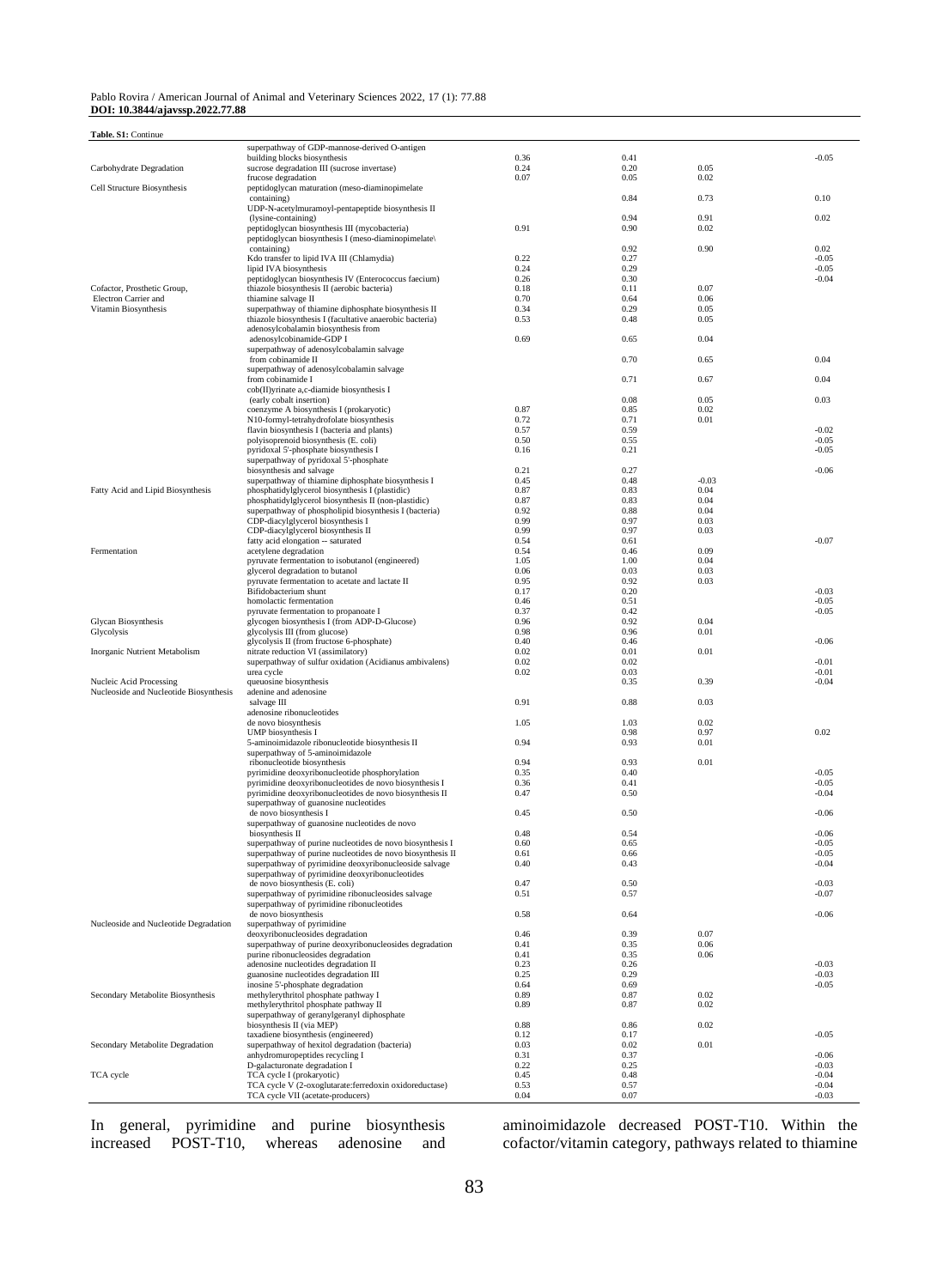**Table. S1:** Continue

| | | | | | |
|---|---|---|---|---|---|
| | superpathway of GDP-mannose-derived O-antigen building blocks biosynthesis | 0.36 | 0.41 | | -0.05 |
| Carbohydrate Degradation | sucrose degradation III (sucrose invertase) | 0.24 | 0.20 | 0.05 | |
| | frucose degradation | 0.07 | 0.05 | 0.02 | |
| Cell Structure Biosynthesis | peptidoglycan maturation (meso-diaminopimelate containing) | | 0.84 | 0.73 | 0.10 |
| | UDP-N-acetylmuramoyl-pentapeptide biosynthesis II (lysine-containing) | | 0.94 | 0.91 | 0.02 |
| | peptidoglycan biosynthesis III (mycobacteria) | 0.91 | 0.90 | 0.02 | |
| | peptidoglycan biosynthesis I (meso-diaminopimelate\ containing) | | 0.92 | 0.90 | 0.02 |
| | Kdo transfer to lipid IVA III (Chlamydia) | 0.22 | 0.27 | | -0.05 |
| | lipid IVA biosynthesis | 0.24 | 0.29 | | -0.05 |
| | peptidoglycan biosynthesis IV (Enterococcus faecium) | 0.26 | 0.30 | | -0.04 |
| Cofactor, Prosthetic Group, Electron Carrier and Vitamin Biosynthesis | thiazole biosynthesis II (aerobic bacteria) | 0.18 | 0.11 | 0.07 | |
| | thiamine salvage II | 0.70 | 0.64 | 0.06 | |
| | superpathway of thiamine diphosphate biosynthesis II | 0.34 | 0.29 | 0.05 | |
| | thiazole biosynthesis I (facultative anaerobic bacteria) | 0.53 | 0.48 | 0.05 | |
| | adenosylcobalamin biosynthesis from adenosylcobinamide-GDP I | 0.69 | 0.65 | 0.04 | |
| | superpathway of adenosylcobalamin salvage from cobinamide II | | 0.70 | 0.65 | 0.04 |
| | superpathway of adenosylcobalamin salvage from cobinamide I | | 0.71 | 0.67 | 0.04 |
| | cob(II)yrinate a,c-diamide biosynthesis I (early cobalt insertion) | | 0.08 | 0.05 | 0.03 |
| | coenzyme A biosynthesis I (prokaryotic) | 0.87 | 0.85 | 0.02 | |
| | N10-formyl-tetrahydrofolate biosynthesis | 0.72 | 0.71 | 0.01 | |
| | flavin biosynthesis I (bacteria and plants) | 0.57 | 0.59 | | -0.02 |
| | polyisoprenoid biosynthesis (E. coli) | 0.50 | 0.55 | | -0.05 |
| | pyridoxal 5'-phosphate biosynthesis I | 0.16 | 0.21 | | -0.05 |
| | superpathway of pyridoxal 5'-phosphate biosynthesis and salvage | 0.21 | 0.27 | | -0.06 |
| | superpathway of thiamine diphosphate biosynthesis I | 0.45 | 0.48 | -0.03 | |
| Fatty Acid and Lipid Biosynthesis | phosphatidylglycerol biosynthesis I (plastidic) | 0.87 | 0.83 | 0.04 | |
| | phosphatidylglycerol biosynthesis II (non-plastidic) | 0.87 | 0.83 | 0.04 | |
| | superpathway of phospholipid biosynthesis I (bacteria) | 0.92 | 0.88 | 0.04 | |
| | CDP-diacylglycerol biosynthesis I | 0.99 | 0.97 | 0.03 | |
| | CDP-diacylglycerol biosynthesis II | 0.99 | 0.97 | 0.03 | |
| | fatty acid elongation -- saturated | 0.54 | 0.61 | | -0.07 |
| Fermentation | acetylene degradation | 0.54 | 0.46 | 0.09 | |
| | pyruvate fermentation to isobutanol (engineered) | 1.05 | 1.00 | 0.04 | |
| | glycerol degradation to butanol | 0.06 | 0.03 | 0.03 | |
| | pyruvate fermentation to acetate and lactate II | 0.95 | 0.92 | 0.03 | |
| | Bifidobacterium shunt | 0.17 | 0.20 | | -0.03 |
| | homolactic fermentation | 0.46 | 0.51 | | -0.05 |
| | pyruvate fermentation to propanoate I | 0.37 | 0.42 | | -0.05 |
| Glycan Biosynthesis | glycogen biosynthesis I (from ADP-D-Glucose) | 0.96 | 0.92 | 0.04 | |
| Glycolysis | glycolysis III (from glucose) | 0.98 | 0.96 | 0.01 | |
| | glycolysis II (from fructose 6-phosphate) | 0.40 | 0.46 | | -0.06 |
| Inorganic Nutrient Metabolism | nitrate reduction VI (assimilatory) | 0.02 | 0.01 | 0.01 | |
| | superpathway of sulfur oxidation (Acidianus ambivalens) | 0.02 | 0.02 | | -0.01 |
| | urea cycle | 0.02 | 0.03 | | -0.01 |
| Nucleic Acid Processing | queuosine biosynthesis | | 0.35 | 0.39 | -0.04 |
| Nucleoside and Nucleotide Biosynthesis | adenine and adenosine salvage III | 0.91 | 0.88 | 0.03 | |
| | adenosine ribonucleotides de novo biosynthesis | 1.05 | 1.03 | 0.02 | |
| | UMP biosynthesis I | | 0.98 | 0.97 | 0.02 |
| | 5-aminoimidazole ribonucleotide biosynthesis II | 0.94 | 0.93 | 0.01 | |
| | superpathway of 5-aminoimidazole ribonucleotide biosynthesis | 0.94 | 0.93 | 0.01 | |
| | pyrimidine deoxyribonucleotide phosphorylation | 0.35 | 0.40 | | -0.05 |
| | pyrimidine deoxyribonucleotides de novo biosynthesis I | 0.36 | 0.41 | | -0.05 |
| | pyrimidine deoxyribonucleotides de novo biosynthesis II | 0.47 | 0.50 | | -0.04 |
| | superpathway of guanosine nucleotides de novo biosynthesis I | 0.45 | 0.50 | | -0.06 |
| | superpathway of guanosine nucleotides de novo biosynthesis II | 0.48 | 0.54 | | -0.06 |
| | superpathway of purine nucleotides de novo biosynthesis I | 0.60 | 0.65 | | -0.05 |
| | superpathway of purine nucleotides de novo biosynthesis II | 0.61 | 0.66 | | -0.05 |
| | superpathway of pyrimidine deoxyribonucleoside salvage | 0.40 | 0.43 | | -0.04 |
| | superpathway of pyrimidine deoxyribonucleotides de novo biosynthesis (E. coli) | 0.47 | 0.50 | | -0.03 |
| | superpathway of pyrimidine ribonucleosides salvage | 0.51 | 0.57 | | -0.07 |
| | superpathway of pyrimidine ribonucleotides de novo biosynthesis | 0.58 | 0.64 | | -0.06 |
| Nucleoside and Nucleotide Degradation | superpathway of pyrimidine deoxyribonucleosides degradation | 0.46 | 0.39 | 0.07 | |
| | superpathway of purine deoxyribonucleosides degradation | 0.41 | 0.35 | 0.06 | |
| | purine ribonucleosides degradation | 0.41 | 0.35 | 0.06 | |
| | adenosine nucleotides degradation II | 0.23 | 0.26 | | -0.03 |
| | guanosine nucleotides degradation III | 0.25 | 0.29 | | -0.03 |
| | inosine 5'-phosphate degradation | 0.64 | 0.69 | | -0.05 |
| Secondary Metabolite Biosynthesis | methylerythritol phosphate pathway I | 0.89 | 0.87 | 0.02 | |
| | methylerythritol phosphate pathway II | 0.89 | 0.87 | 0.02 | |
| | superpathway of geranylgeranyl diphosphate biosynthesis II (via MEP) | 0.88 | 0.86 | 0.02 | |
| | taxadiene biosynthesis (engineered) | 0.12 | 0.17 | | -0.05 |
| Secondary Metabolite Degradation | superpathway of hexitol degradation (bacteria) | 0.03 | 0.02 | 0.01 | |
| | anhydromuropeptides recycling I | 0.31 | 0.37 | | -0.06 |
| | D-galacturonate degradation I | 0.22 | 0.25 | | -0.03 |
| TCA cycle | TCA cycle I (prokaryotic) | 0.45 | 0.48 | | -0.04 |
| | TCA cycle V (2-oxoglutarate:ferredoxin oxidoreductase) | 0.53 | 0.57 | | -0.04 |
| | TCA cycle VII (acetate-producers) | 0.04 | 0.07 | | -0.03 |

In general, pyrimidine and purine biosynthesis increased POST-T10, whereas adenosine and aminoimidazole decreased POST-T10. Within the cofactor/vitamin category, pathways related to thiamine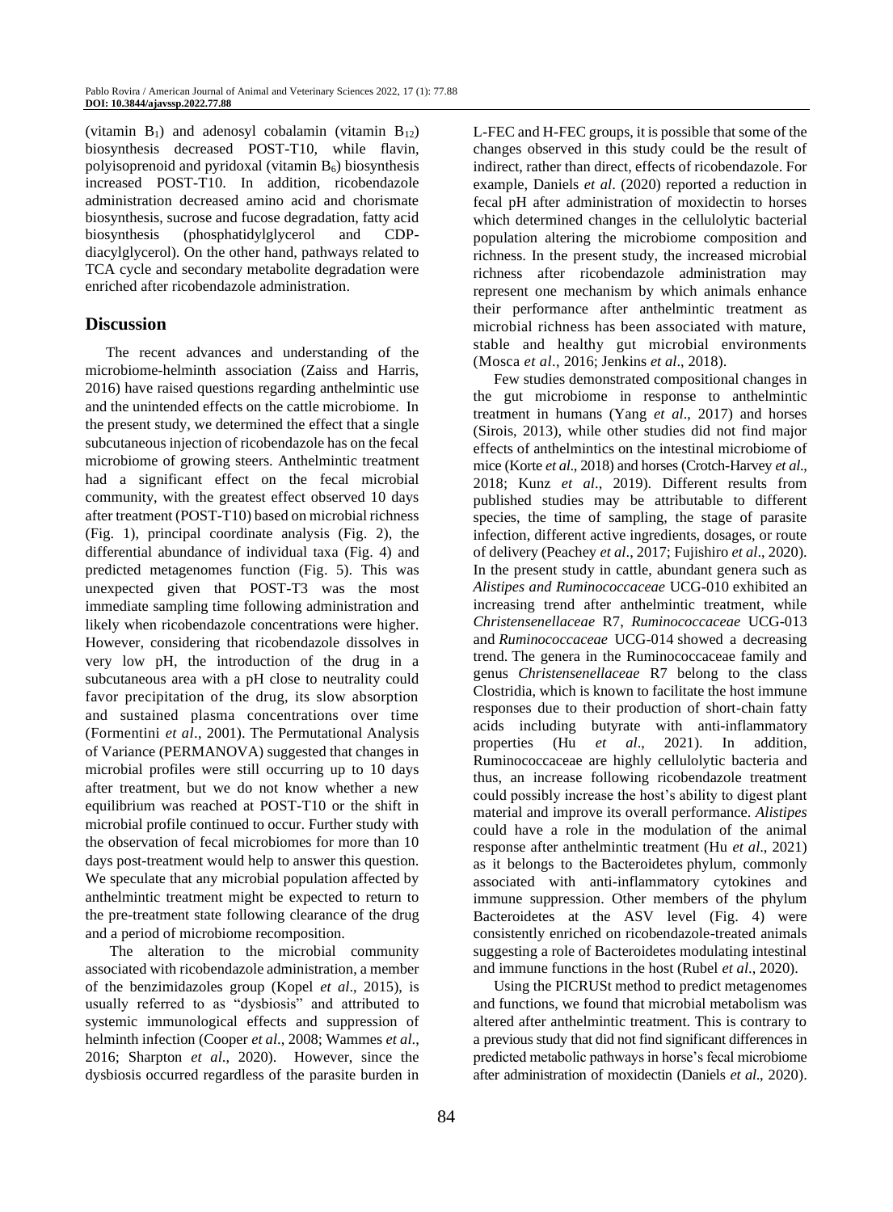(vitamin $B_1$) and adenosyl cobalamin (vitamin $B_{12}$) biosynthesis decreased POST-T10, while flavin, polyisoprenoid and pyridoxal (vitamin $B_6$) biosynthesis increased POST-T10. In addition, ricobendazole administration decreased amino acid and chorismate biosynthesis, sucrose and fucose degradation, fatty acid biosynthesis (phosphatidylglycerol and CDP-diacylglycerol). On the other hand, pathways related to TCA cycle and secondary metabolite degradation were enriched after ricobendazole administration.

## Discussion

The recent advances and understanding of the microbiome-helminth association (Zaiss and Harris, 2016) have raised questions regarding anthelmintic use and the unintended effects on the cattle microbiome. In the present study, we determined the effect that a single subcutaneous injection of ricobendazole has on the fecal microbiome of growing steers. Anthelmintic treatment had a significant effect on the fecal microbial community, with the greatest effect observed 10 days after treatment (POST-T10) based on microbial richness (Fig. 1), principal coordinate analysis (Fig. 2), the differential abundance of individual taxa (Fig. 4) and predicted metagenomes function (Fig. 5). This was unexpected given that POST-T3 was the most immediate sampling time following administration and likely when ricobendazole concentrations were higher. However, considering that ricobendazole dissolves in very low pH, the introduction of the drug in a subcutaneous area with a pH close to neutrality could favor precipitation of the drug, its slow absorption and sustained plasma concentrations over time (Formentini *et al*., 2001). The Permutational Analysis of Variance (PERMANOVA) suggested that changes in microbial profiles were still occurring up to 10 days after treatment, but we do not know whether a new equilibrium was reached at POST-T10 or the shift in microbial profile continued to occur. Further study with the observation of fecal microbiomes for more than 10 days post-treatment would help to answer this question. We speculate that any microbial population affected by anthelmintic treatment might be expected to return to the pre-treatment state following clearance of the drug and a period of microbiome recomposition.

The alteration to the microbial community associated with ricobendazole administration, a member of the benzimidazoles group (Kopel *et al*., 2015), is usually referred to as "dysbiosis" and attributed to systemic immunological effects and suppression of helminth infection (Cooper *et al*., 2008; Wammes *et al*., 2016; Sharpton *et al*., 2020). However, since the dysbiosis occurred regardless of the parasite burden in L-FEC and H-FEC groups, it is possible that some of the changes observed in this study could be the result of indirect, rather than direct, effects of ricobendazole. For example, Daniels *et al*. (2020) reported a reduction in fecal pH after administration of moxidectin to horses which determined changes in the cellulolytic bacterial population altering the microbiome composition and richness. In the present study, the increased microbial richness after ricobendazole administration may represent one mechanism by which animals enhance their performance after anthelmintic treatment as microbial richness has been associated with mature, stable and healthy gut microbial environments (Mosca *et al*., 2016; Jenkins *et al*., 2018).

Few studies demonstrated compositional changes in the gut microbiome in response to anthelmintic treatment in humans (Yang *et al*., 2017) and horses (Sirois, 2013), while other studies did not find major effects of anthelmintics on the intestinal microbiome of mice (Korte *et al*., 2018) and horses (Crotch-Harvey *et al*., 2018; Kunz *et al*., 2019). Different results from published studies may be attributable to different species, the time of sampling, the stage of parasite infection, different active ingredients, dosages, or route of delivery (Peachey *et al*., 2017; Fujishiro *et al*., 2020). In the present study in cattle, abundant genera such as *Alistipes and Ruminococcaceae* UCG-010 exhibited an increasing trend after anthelmintic treatment, while *Christensenellaceae* R7, *Ruminococcaceae* UCG-013 and *Ruminococcaceae* UCG-014 showed a decreasing trend. The genera in the Ruminococcaceae family and genus *Christensenellaceae* R7 belong to the class Clostridia, which is known to facilitate the host immune responses due to their production of short-chain fatty acids including butyrate with anti-inflammatory properties (Hu *et al*., 2021). In addition, Ruminococcaceae are highly cellulolytic bacteria and thus, an increase following ricobendazole treatment could possibly increase the host's ability to digest plant material and improve its overall performance. *Alistipes* could have a role in the modulation of the animal response after anthelmintic treatment (Hu *et al*., 2021) as it belongs to the Bacteroidetes phylum, commonly associated with anti-inflammatory cytokines and immune suppression. Other members of the phylum Bacteroidetes at the ASV level (Fig. 4) were consistently enriched on ricobendazole-treated animals suggesting a role of Bacteroidetes modulating intestinal and immune functions in the host (Rubel *et al*., 2020).

Using the PICRUSt method to predict metagenomes and functions, we found that microbial metabolism was altered after anthelmintic treatment. This is contrary to a previous study that did not find significant differences in predicted metabolic pathways in horse's fecal microbiome after administration of moxidectin (Daniels *et al*., 2020).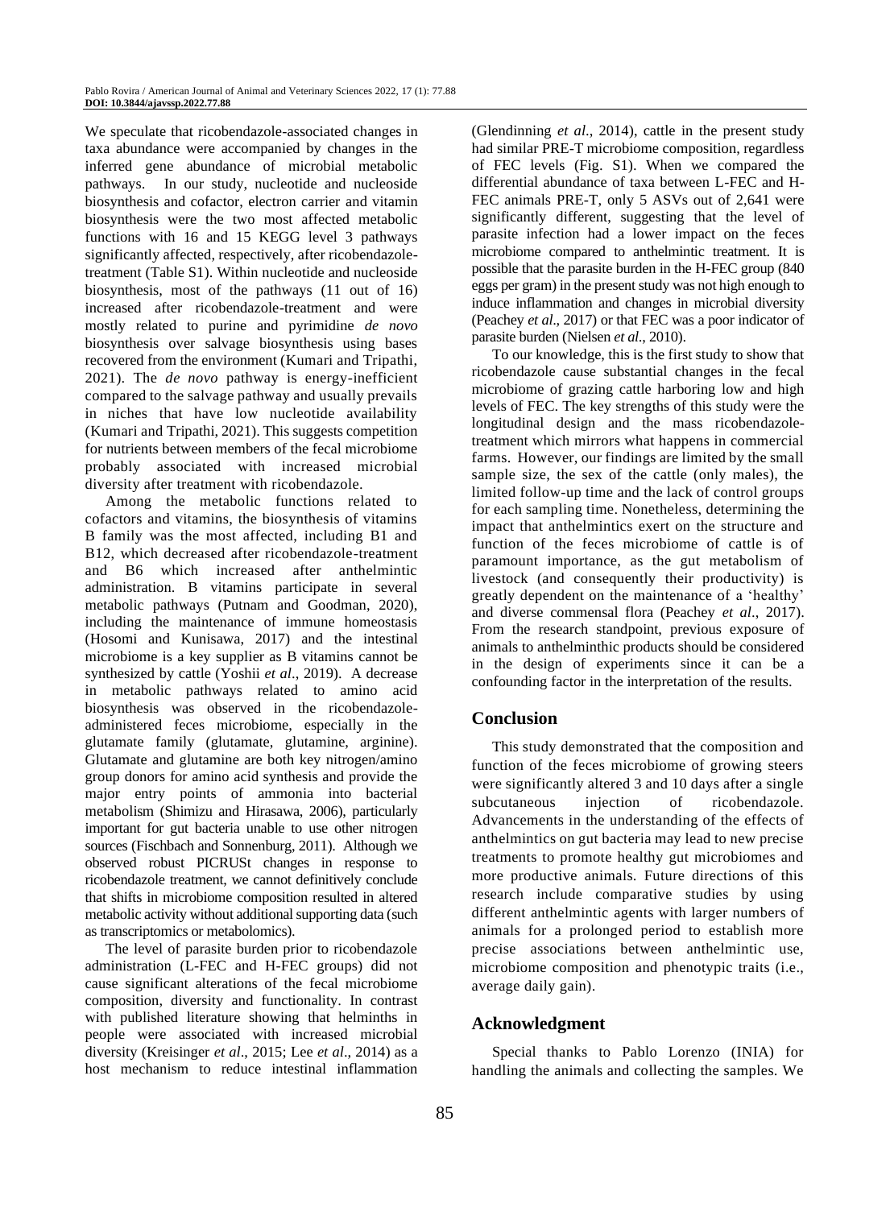We speculate that ricobendazole-associated changes in taxa abundance were accompanied by changes in the inferred gene abundance of microbial metabolic pathways. In our study, nucleotide and nucleoside biosynthesis and cofactor, electron carrier and vitamin biosynthesis were the two most affected metabolic functions with 16 and 15 KEGG level 3 pathways significantly affected, respectively, after ricobendazole-treatment (Table S1). Within nucleotide and nucleoside biosynthesis, most of the pathways (11 out of 16) increased after ricobendazole-treatment and were mostly related to purine and pyrimidine *de novo* biosynthesis over salvage biosynthesis using bases recovered from the environment (Kumari and Tripathi, 2021). The *de novo* pathway is energy-inefficient compared to the salvage pathway and usually prevails in niches that have low nucleotide availability (Kumari and Tripathi, 2021). This suggests competition for nutrients between members of the fecal microbiome probably associated with increased microbial diversity after treatment with ricobendazole.

Among the metabolic functions related to cofactors and vitamins, the biosynthesis of vitamins B family was the most affected, including B1 and B12, which decreased after ricobendazole-treatment and B6 which increased after anthelmintic administration. B vitamins participate in several metabolic pathways (Putnam and Goodman, 2020), including the maintenance of immune homeostasis (Hosomi and Kunisawa, 2017) and the intestinal microbiome is a key supplier as B vitamins cannot be synthesized by cattle (Yoshii *et al*., 2019). A decrease in metabolic pathways related to amino acid biosynthesis was observed in the ricobendazole-administered feces microbiome, especially in the glutamate family (glutamate, glutamine, arginine). Glutamate and glutamine are both key nitrogen/amino group donors for amino acid synthesis and provide the major entry points of ammonia into bacterial metabolism (Shimizu and Hirasawa, 2006), particularly important for gut bacteria unable to use other nitrogen sources (Fischbach and Sonnenburg, 2011). Although we observed robust PICRUSt changes in response to ricobendazole treatment, we cannot definitively conclude that shifts in microbiome composition resulted in altered metabolic activity without additional supporting data (such as transcriptomics or metabolomics).

The level of parasite burden prior to ricobendazole administration (L-FEC and H-FEC groups) did not cause significant alterations of the fecal microbiome composition, diversity and functionality. In contrast with published literature showing that helminths in people were associated with increased microbial diversity (Kreisinger *et al*., 2015; Lee *et al*., 2014) as a host mechanism to reduce intestinal inflammation (Glendinning *et al*., 2014), cattle in the present study had similar PRE-T microbiome composition, regardless of FEC levels (Fig. S1). When we compared the differential abundance of taxa between L-FEC and H-FEC animals PRE-T, only 5 ASVs out of 2,641 were significantly different, suggesting that the level of parasite infection had a lower impact on the feces microbiome compared to anthelmintic treatment. It is possible that the parasite burden in the H-FEC group (840 eggs per gram) in the present study was not high enough to induce inflammation and changes in microbial diversity (Peachey *et al*., 2017) or that FEC was a poor indicator of parasite burden (Nielsen *et al*., 2010).

To our knowledge, this is the first study to show that ricobendazole cause substantial changes in the fecal microbiome of grazing cattle harboring low and high levels of FEC. The key strengths of this study were the longitudinal design and the mass ricobendazole-treatment which mirrors what happens in commercial farms. However, our findings are limited by the small sample size, the sex of the cattle (only males), the limited follow-up time and the lack of control groups for each sampling time. Nonetheless, determining the impact that anthelmintics exert on the structure and function of the feces microbiome of cattle is of paramount importance, as the gut metabolism of livestock (and consequently their productivity) is greatly dependent on the maintenance of a 'healthy' and diverse commensal flora (Peachey *et al*., 2017). From the research standpoint, previous exposure of animals to anthelminthic products should be considered in the design of experiments since it can be a confounding factor in the interpretation of the results.

## Conclusion

This study demonstrated that the composition and function of the feces microbiome of growing steers were significantly altered 3 and 10 days after a single subcutaneous injection of ricobendazole. Advancements in the understanding of the effects of anthelmintics on gut bacteria may lead to new precise treatments to promote healthy gut microbiomes and more productive animals. Future directions of this research include comparative studies by using different anthelmintic agents with larger numbers of animals for a prolonged period to establish more precise associations between anthelmintic use, microbiome composition and phenotypic traits (i.e., average daily gain).

## Acknowledgment

Special thanks to Pablo Lorenzo (INIA) for handling the animals and collecting the samples. We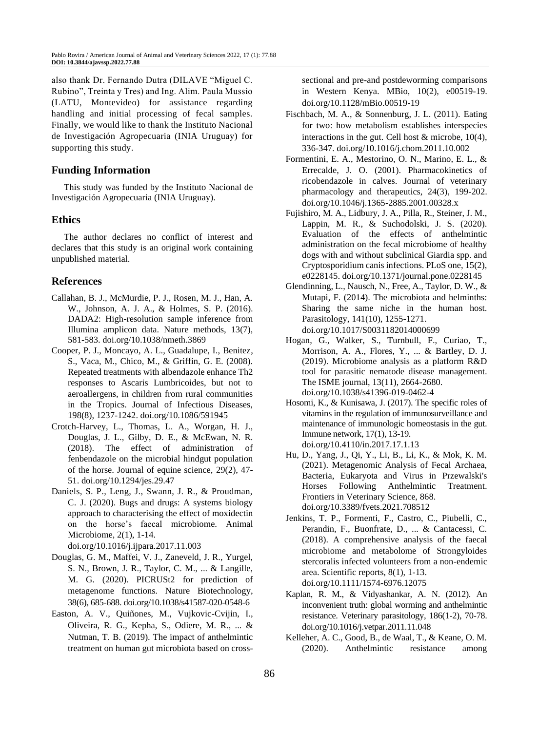also thank Dr. Fernando Dutra (DILAVE "Miguel C. Rubino", Treinta y Tres) and Ing. Alim. Paula Mussio (LATU, Montevideo) for assistance regarding handling and initial processing of fecal samples. Finally, we would like to thank the Instituto Nacional de Investigación Agropecuaria (INIA Uruguay) for supporting this study.

## Funding Information

This study was funded by the Instituto Nacional de Investigación Agropecuaria (INIA Uruguay).

## Ethics

The author declares no conflict of interest and declares that this study is an original work containing unpublished material.

## References

Callahan, B. J., McMurdie, P. J., Rosen, M. J., Han, A. W., Johnson, A. J. A., & Holmes, S. P. (2016). DADA2: High-resolution sample inference from Illumina amplicon data. Nature methods, 13(7), 581-583. doi.org/10.1038/nmeth.3869

Cooper, P. J., Moncayo, A. L., Guadalupe, I., Benitez, S., Vaca, M., Chico, M., & Griffin, G. E. (2008). Repeated treatments with albendazole enhance Th2 responses to Ascaris Lumbricoides, but not to aeroallergens, in children from rural communities in the Tropics. Journal of Infectious Diseases, 198(8), 1237-1242. doi.org/10.1086/591945

Crotch-Harvey, L., Thomas, L. A., Worgan, H. J., Douglas, J. L., Gilby, D. E., & McEwan, N. R. (2018). The effect of administration of fenbendazole on the microbial hindgut population of the horse. Journal of equine science, 29(2), 47-51. doi.org/10.1294/jes.29.47

Daniels, S. P., Leng, J., Swann, J. R., & Proudman, C. J. (2020). Bugs and drugs: A systems biology approach to characterising the effect of moxidectin on the horse's faecal microbiome. Animal Microbiome, 2(1), 1-14. doi.org/10.1016/j.ijpara.2017.11.003

Douglas, G. M., Maffei, V. J., Zaneveld, J. R., Yurgel, S. N., Brown, J. R., Taylor, C. M., ... & Langille, M. G. (2020). PICRUSt2 for prediction of metagenome functions. Nature Biotechnology, 38(6), 685-688. doi.org/10.1038/s41587-020-0548-6

Easton, A. V., Quiñones, M., Vujkovic-Cvijin, I., Oliveira, R. G., Kepha, S., Odiere, M. R., ... & Nutman, T. B. (2019). The impact of anthelmintic treatment on human gut microbiota based on cross-sectional and pre-and postdeworming comparisons in Western Kenya. MBio, 10(2), e00519-19. doi.org/10.1128/mBio.00519-19

Fischbach, M. A., & Sonnenburg, J. L. (2011). Eating for two: how metabolism establishes interspecies interactions in the gut. Cell host & microbe, 10(4), 336-347. doi.org/10.1016/j.chom.2011.10.002

Formentini, E. A., Mestorino, O. N., Marino, E. L., & Errecalde, J. O. (2001). Pharmacokinetics of ricobendazole in calves. Journal of veterinary pharmacology and therapeutics, 24(3), 199-202. doi.org/10.1046/j.1365-2885.2001.00328.x

Fujishiro, M. A., Lidbury, J. A., Pilla, R., Steiner, J. M., Lappin, M. R., & Suchodolski, J. S. (2020). Evaluation of the effects of anthelmintic administration on the fecal microbiome of healthy dogs with and without subclinical Giardia spp. and Cryptosporidium canis infections. PLoS one, 15(2), e0228145. doi.org/10.1371/journal.pone.0228145

Glendinning, L., Nausch, N., Free, A., Taylor, D. W., & Mutapi, F. (2014). The microbiota and helminths: Sharing the same niche in the human host. Parasitology, 141(10), 1255-1271. doi.org/10.1017/S0031182014000699

Hogan, G., Walker, S., Turnbull, F., Curiao, T., Morrison, A. A., Flores, Y., ... & Bartley, D. J. (2019). Microbiome analysis as a platform R&D tool for parasitic nematode disease management. The ISME journal, 13(11), 2664-2680. doi.org/10.1038/s41396-019-0462-4

Hosomi, K., & Kunisawa, J. (2017). The specific roles of vitamins in the regulation of immunosurveillance and maintenance of immunologic homeostasis in the gut. Immune network, 17(1), 13-19. doi.org/10.4110/in.2017.17.1.13

Hu, D., Yang, J., Qi, Y., Li, B., Li, K., & Mok, K. M. (2021). Metagenomic Analysis of Fecal Archaea, Bacteria, Eukaryota and Virus in Przewalski's Horses Following Anthelmintic Treatment. Frontiers in Veterinary Science, 868. doi.org/10.3389/fvets.2021.708512

Jenkins, T. P., Formenti, F., Castro, C., Piubelli, C., Perandin, F., Buonfrate, D., ... & Cantacessi, C. (2018). A comprehensive analysis of the faecal microbiome and metabolome of Strongyloides stercoralis infected volunteers from a non-endemic area. Scientific reports, 8(1), 1-13. doi.org/10.1111/1574-6976.12075

Kaplan, R. M., & Vidyashankar, A. N. (2012). An inconvenient truth: global worming and anthelmintic resistance. Veterinary parasitology, 186(1-2), 70-78. doi.org/10.1016/j.vetpar.2011.11.048

Kelleher, A. C., Good, B., de Waal, T., & Keane, O. M. (2020). Anthelmintic resistance among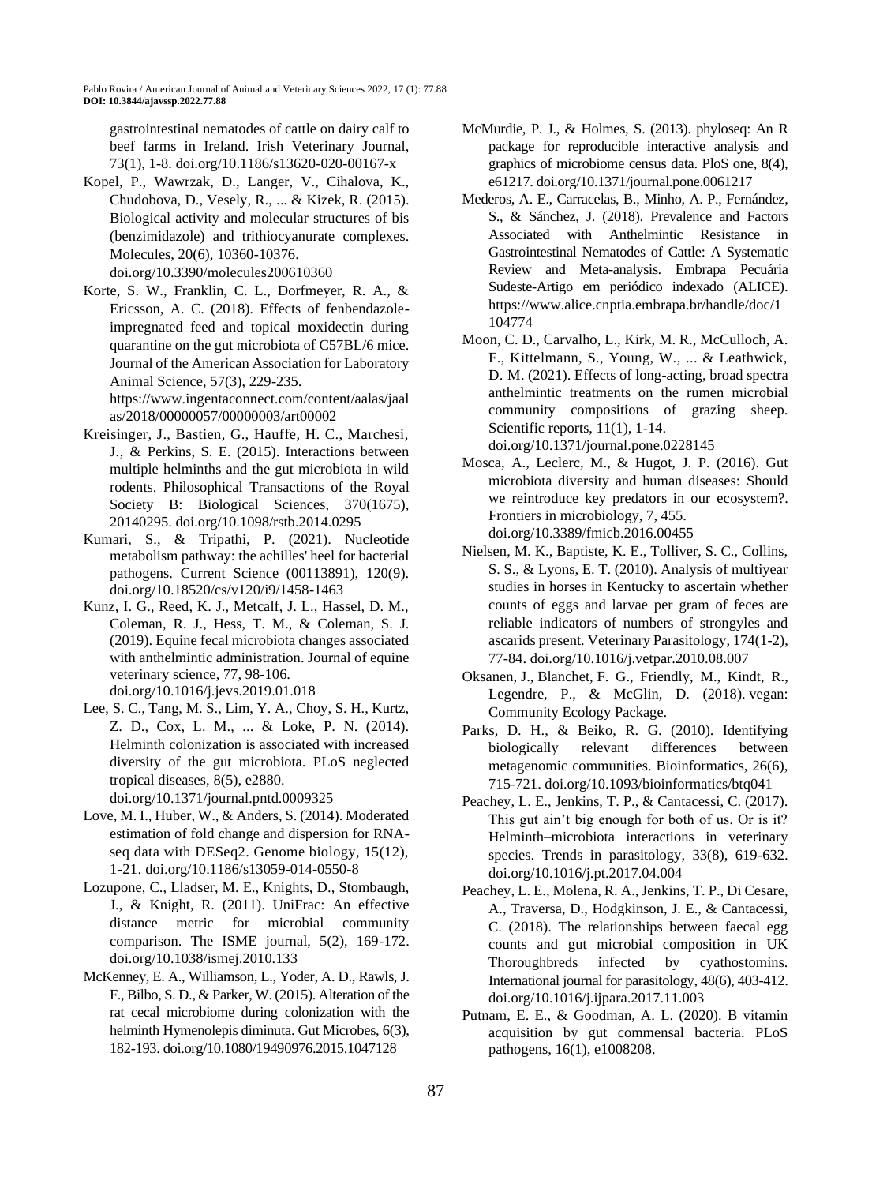gastrointestinal nematodes of cattle on dairy calf to beef farms in Ireland. Irish Veterinary Journal, 73(1), 1-8. doi.org/10.1186/s13620-020-00167-x

Kopel, P., Wawrzak, D., Langer, V., Cihalova, K., Chudobova, D., Vesely, R., ... & Kizek, R. (2015). Biological activity and molecular structures of bis (benzimidazole) and trithiocyanurate complexes. Molecules, 20(6), 10360-10376. doi.org/10.3390/molecules200610360

Korte, S. W., Franklin, C. L., Dorfmeyer, R. A., & Ericsson, A. C. (2018). Effects of fenbendazole-impregnated feed and topical moxidectin during quarantine on the gut microbiota of C57BL/6 mice. Journal of the American Association for Laboratory Animal Science, 57(3), 229-235. https://www.ingentaconnect.com/content/aalas/jaalas/2018/00000057/00000003/art00002

Kreisinger, J., Bastien, G., Hauffe, H. C., Marchesi, J., & Perkins, S. E. (2015). Interactions between multiple helminths and the gut microbiota in wild rodents. Philosophical Transactions of the Royal Society B: Biological Sciences, 370(1675), 20140295. doi.org/10.1098/rstb.2014.0295

Kumari, S., & Tripathi, P. (2021). Nucleotide metabolism pathway: the achilles' heel for bacterial pathogens. Current Science (00113891), 120(9). doi.org/10.18520/cs/v120/i9/1458-1463

Kunz, I. G., Reed, K. J., Metcalf, J. L., Hassel, D. M., Coleman, R. J., Hess, T. M., & Coleman, S. J. (2019). Equine fecal microbiota changes associated with anthelmintic administration. Journal of equine veterinary science, 77, 98-106. doi.org/10.1016/j.jevs.2019.01.018

Lee, S. C., Tang, M. S., Lim, Y. A., Choy, S. H., Kurtz, Z. D., Cox, L. M., ... & Loke, P. N. (2014). Helminth colonization is associated with increased diversity of the gut microbiota. PLoS neglected tropical diseases, 8(5), e2880. doi.org/10.1371/journal.pntd.0009325

Love, M. I., Huber, W., & Anders, S. (2014). Moderated estimation of fold change and dispersion for RNA-seq data with DESeq2. Genome biology, 15(12), 1-21. doi.org/10.1186/s13059-014-0550-8

Lozupone, C., Lladser, M. E., Knights, D., Stombaugh, J., & Knight, R. (2011). UniFrac: An effective distance metric for microbial community comparison. The ISME journal, 5(2), 169-172. doi.org/10.1038/ismej.2010.133

McKenney, E. A., Williamson, L., Yoder, A. D., Rawls, J. F., Bilbo, S. D., & Parker, W. (2015). Alteration of the rat cecal microbiome during colonization with the helminth Hymenolepis diminuta. Gut Microbes, 6(3), 182-193. doi.org/10.1080/19490976.2015.1047128

McMurdie, P. J., & Holmes, S. (2013). phyloseq: An R package for reproducible interactive analysis and graphics of microbiome census data. PloS one, 8(4), e61217. doi.org/10.1371/journal.pone.0061217

Mederos, A. E., Carracelas, B., Minho, A. P., Fernández, S., & Sánchez, J. (2018). Prevalence and Factors Associated with Anthelmintic Resistance in Gastrointestinal Nematodes of Cattle: A Systematic Review and Meta-analysis. Embrapa Pecuária Sudeste-Artigo em periódico indexado (ALICE). https://www.alice.cnptia.embrapa.br/handle/doc/1104774

Moon, C. D., Carvalho, L., Kirk, M. R., McCulloch, A. F., Kittelmann, S., Young, W., ... & Leathwick, D. M. (2021). Effects of long-acting, broad spectra anthelmintic treatments on the rumen microbial community compositions of grazing sheep. Scientific reports, 11(1), 1-14. doi.org/10.1371/journal.pone.0228145

Mosca, A., Leclerc, M., & Hugot, J. P. (2016). Gut microbiota diversity and human diseases: Should we reintroduce key predators in our ecosystem?. Frontiers in microbiology, 7, 455. doi.org/10.3389/fmicb.2016.00455

Nielsen, M. K., Baptiste, K. E., Tolliver, S. C., Collins, S. S., & Lyons, E. T. (2010). Analysis of multiyear studies in horses in Kentucky to ascertain whether counts of eggs and larvae per gram of feces are reliable indicators of numbers of strongyles and ascarids present. Veterinary Parasitology, 174(1-2), 77-84. doi.org/10.1016/j.vetpar.2010.08.007

Oksanen, J., Blanchet, F. G., Friendly, M., Kindt, R., Legendre, P., & McGlin, D. (2018). vegan: Community Ecology Package.

Parks, D. H., & Beiko, R. G. (2010). Identifying biologically relevant differences between metagenomic communities. Bioinformatics, 26(6), 715-721. doi.org/10.1093/bioinformatics/btq041

Peachey, L. E., Jenkins, T. P., & Cantacessi, C. (2017). This gut ain't big enough for both of us. Or is it? Helminth–microbiota interactions in veterinary species. Trends in parasitology, 33(8), 619-632. doi.org/10.1016/j.pt.2017.04.004

Peachey, L. E., Molena, R. A., Jenkins, T. P., Di Cesare, A., Traversa, D., Hodgkinson, J. E., & Cantacessi, C. (2018). The relationships between faecal egg counts and gut microbial composition in UK Thoroughbreds infected by cyathostomins. International journal for parasitology, 48(6), 403-412. doi.org/10.1016/j.ijpara.2017.11.003

Putnam, E. E., & Goodman, A. L. (2020). B vitamin acquisition by gut commensal bacteria. PLoS pathogens, 16(1), e1008208.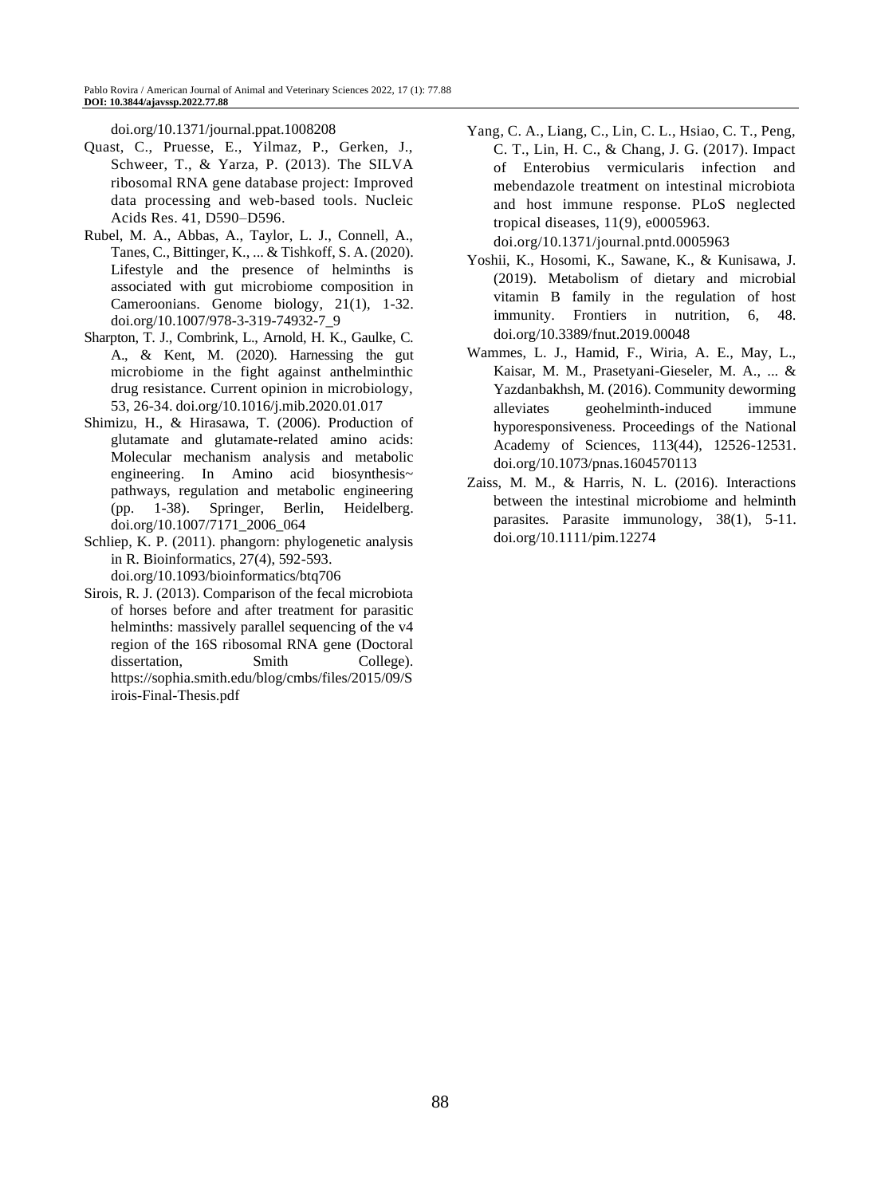doi.org/10.1371/journal.ppat.1008208

Quast, C., Pruesse, E., Yilmaz, P., Gerken, J., Schweer, T., & Yarza, P. (2013). The SILVA ribosomal RNA gene database project: Improved data processing and web-based tools. Nucleic Acids Res. 41, D590–D596.

Rubel, M. A., Abbas, A., Taylor, L. J., Connell, A., Tanes, C., Bittinger, K., ... & Tishkoff, S. A. (2020). Lifestyle and the presence of helminths is associated with gut microbiome composition in Cameroonians. Genome biology, 21(1), 1-32. doi.org/10.1007/978-3-319-74932-7_9

Sharpton, T. J., Combrink, L., Arnold, H. K., Gaulke, C. A., & Kent, M. (2020). Harnessing the gut microbiome in the fight against anthelminthic drug resistance. Current opinion in microbiology, 53, 26-34. doi.org/10.1016/j.mib.2020.01.017

Shimizu, H., & Hirasawa, T. (2006). Production of glutamate and glutamate-related amino acids: Molecular mechanism analysis and metabolic engineering. In Amino acid biosynthesis~ pathways, regulation and metabolic engineering (pp. 1-38). Springer, Berlin, Heidelberg. doi.org/10.1007/7171_2006_064

Schliep, K. P. (2011). phangorn: phylogenetic analysis in R. Bioinformatics, 27(4), 592-593. doi.org/10.1093/bioinformatics/btq706

Sirois, R. J. (2013). Comparison of the fecal microbiota of horses before and after treatment for parasitic helminths: massively parallel sequencing of the v4 region of the 16S ribosomal RNA gene (Doctoral dissertation, Smith College). https://sophia.smith.edu/blog/cmbs/files/2015/09/Sirois-Final-Thesis.pdf

Yang, C. A., Liang, C., Lin, C. L., Hsiao, C. T., Peng, C. T., Lin, H. C., & Chang, J. G. (2017). Impact of Enterobius vermicularis infection and mebendazole treatment on intestinal microbiota and host immune response. PLoS neglected tropical diseases, 11(9), e0005963. doi.org/10.1371/journal.pntd.0005963

Yoshii, K., Hosomi, K., Sawane, K., & Kunisawa, J. (2019). Metabolism of dietary and microbial vitamin B family in the regulation of host immunity. Frontiers in nutrition, 6, 48. doi.org/10.3389/fnut.2019.00048

Wammes, L. J., Hamid, F., Wiria, A. E., May, L., Kaisar, M. M., Prasetyani-Gieseler, M. A., ... & Yazdanbakhsh, M. (2016). Community deworming alleviates geohelminth-induced immune hyporesponsiveness. Proceedings of the National Academy of Sciences, 113(44), 12526-12531. doi.org/10.1073/pnas.1604570113

Zaiss, M. M., & Harris, N. L. (2016). Interactions between the intestinal microbiome and helminth parasites. Parasite immunology, 38(1), 5-11. doi.org/10.1111/pim.12274